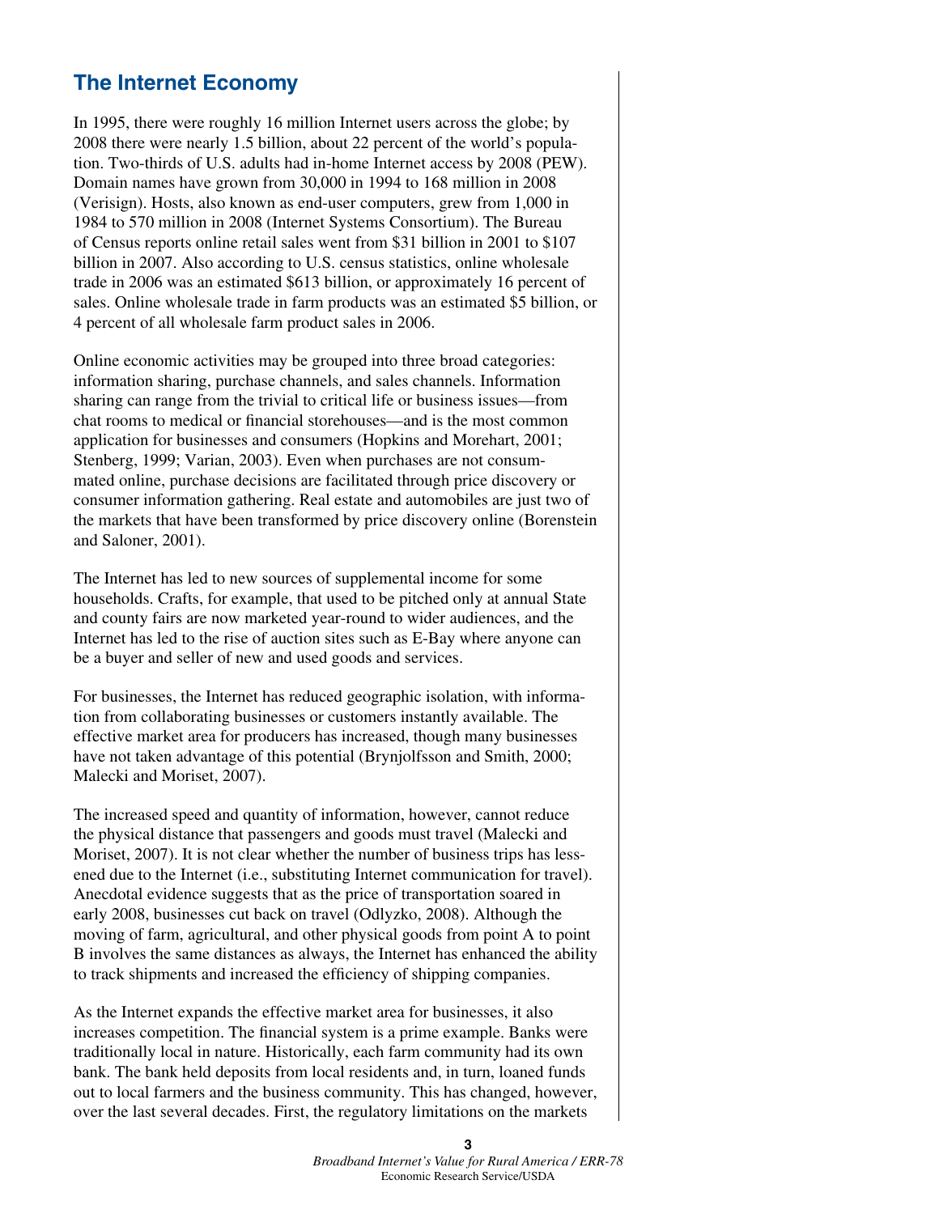## The Internet Economy

In 1995, there were roughly 16 million Internet users across the globe; by 2008 there were nearly 1.5 billion, about 22 percent of the world's population. Two-thirds of U.S. adults had in-home Internet access by 2008 (PEW). Domain names have grown from 30,000 in 1994 to 168 million in 2008 (Verisign). Hosts, also known as end-user computers, grew from 1,000 in 1984 to 570 million in 2008 (Internet Systems Consortium). The Bureau of Census reports online retail sales went from $31 billion in 2001 to $107 billion in 2007. Also according to U.S. census statistics, online wholesale trade in 2006 was an estimated $613 billion, or approximately 16 percent of sales. Online wholesale trade in farm products was an estimated $5 billion, or 4 percent of all wholesale farm product sales in 2006.

Online economic activities may be grouped into three broad categories: information sharing, purchase channels, and sales channels. Information sharing can range from the trivial to critical life or business issues—from chat rooms to medical or financial storehouses—and is the most common application for businesses and consumers (Hopkins and Morehart, 2001; Stenberg, 1999; Varian, 2003). Even when purchases are not consummated online, purchase decisions are facilitated through price discovery or consumer information gathering. Real estate and automobiles are just two of the markets that have been transformed by price discovery online (Borenstein and Saloner, 2001).

The Internet has led to new sources of supplemental income for some households. Crafts, for example, that used to be pitched only at annual State and county fairs are now marketed year-round to wider audiences, and the Internet has led to the rise of auction sites such as E-Bay where anyone can be a buyer and seller of new and used goods and services.

For businesses, the Internet has reduced geographic isolation, with information from collaborating businesses or customers instantly available. The effective market area for producers has increased, though many businesses have not taken advantage of this potential (Brynjolfsson and Smith, 2000; Malecki and Moriset, 2007).

The increased speed and quantity of information, however, cannot reduce the physical distance that passengers and goods must travel (Malecki and Moriset, 2007). It is not clear whether the number of business trips has lessened due to the Internet (i.e., substituting Internet communication for travel). Anecdotal evidence suggests that as the price of transportation soared in early 2008, businesses cut back on travel (Odlyzko, 2008). Although the moving of farm, agricultural, and other physical goods from point A to point B involves the same distances as always, the Internet has enhanced the ability to track shipments and increased the efficiency of shipping companies.

As the Internet expands the effective market area for businesses, it also increases competition. The financial system is a prime example. Banks were traditionally local in nature. Historically, each farm community had its own bank. The bank held deposits from local residents and, in turn, loaned funds out to local farmers and the business community. This has changed, however, over the last several decades. First, the regulatory limitations on the markets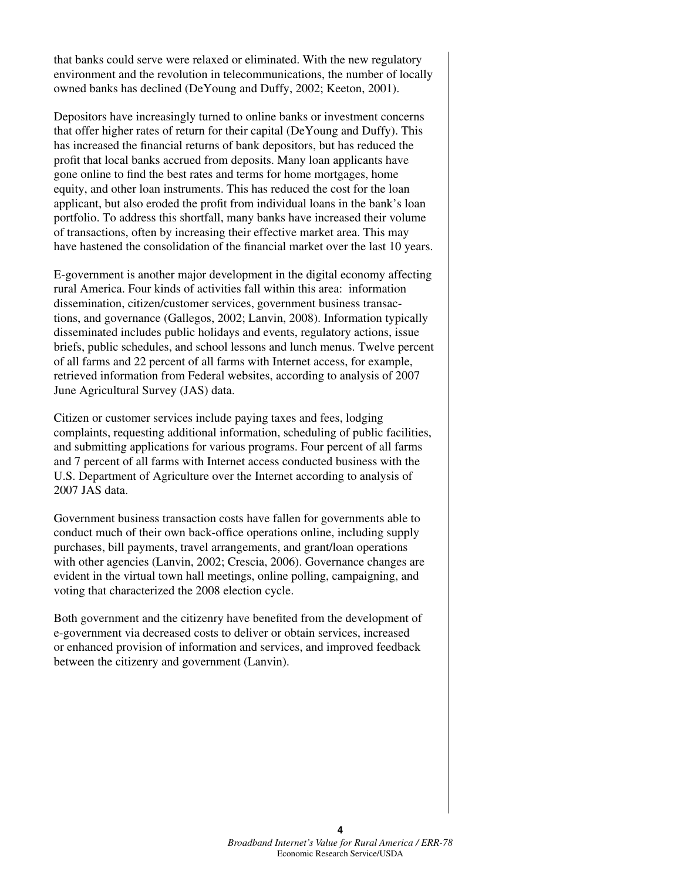that banks could serve were relaxed or eliminated. With the new regulatory environment and the revolution in telecommunications, the number of locally owned banks has declined (DeYoung and Duffy, 2002; Keeton, 2001).

Depositors have increasingly turned to online banks or investment concerns that offer higher rates of return for their capital (DeYoung and Duffy). This has increased the financial returns of bank depositors, but has reduced the profit that local banks accrued from deposits. Many loan applicants have gone online to find the best rates and terms for home mortgages, home equity, and other loan instruments. This has reduced the cost for the loan applicant, but also eroded the profit from individual loans in the bank's loan portfolio. To address this shortfall, many banks have increased their volume of transactions, often by increasing their effective market area. This may have hastened the consolidation of the financial market over the last 10 years.

E-government is another major development in the digital economy affecting rural America. Four kinds of activities fall within this area: information dissemination, citizen/customer services, government business transactions, and governance (Gallegos, 2002; Lanvin, 2008). Information typically disseminated includes public holidays and events, regulatory actions, issue briefs, public schedules, and school lessons and lunch menus. Twelve percent of all farms and 22 percent of all farms with Internet access, for example, retrieved information from Federal websites, according to analysis of 2007 June Agricultural Survey (JAS) data.

Citizen or customer services include paying taxes and fees, lodging complaints, requesting additional information, scheduling of public facilities, and submitting applications for various programs. Four percent of all farms and 7 percent of all farms with Internet access conducted business with the U.S. Department of Agriculture over the Internet according to analysis of 2007 JAS data.

Government business transaction costs have fallen for governments able to conduct much of their own back-office operations online, including supply purchases, bill payments, travel arrangements, and grant/loan operations with other agencies (Lanvin, 2002; Crescia, 2006). Governance changes are evident in the virtual town hall meetings, online polling, campaigning, and voting that characterized the 2008 election cycle.

Both government and the citizenry have benefited from the development of e-government via decreased costs to deliver or obtain services, increased or enhanced provision of information and services, and improved feedback between the citizenry and government (Lanvin).